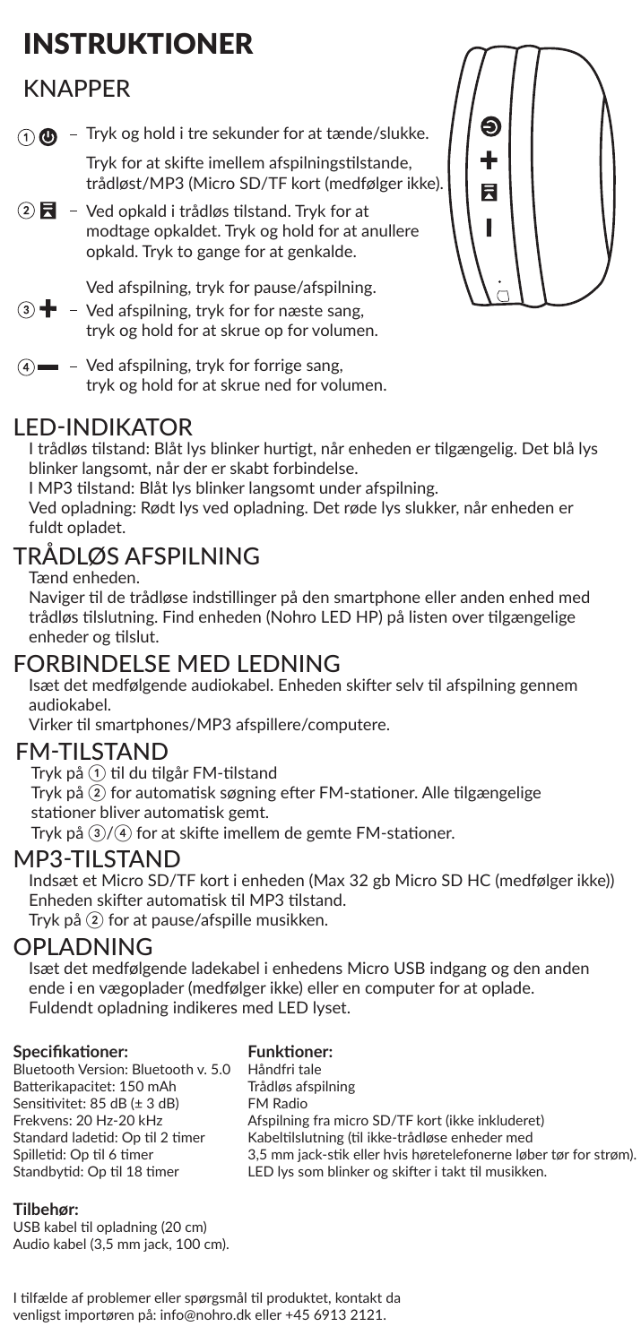# INSTRUKTIONER

## KNAPPER

1. ⏻ – Tryk og hold i tre sekunder for at tænde/slukke. Tryk for at skifte imellem afspilningstilstande, trådløst/MP3 (Micro SD/TF kort (medfølger ikke).
2. ⏯ – Ved opkald i trådløs tilstand. Tryk for at modtage opkaldet. Tryk og hold for at anullere opkald. Tryk to gange for at genkalde. Ved afspilning, tryk for pause/afspilning.
3. ✚ – Ved afspilning, tryk for for næste sang, tryk og hold for at skrue op for volumen.
4. ▬ – Ved afspilning, tryk for forrige sang, tryk og hold for at skrue ned for volumen.

## LED-INDIKATOR

I trådløs tilstand: Blåt lys blinker hurtigt, når enheden er tilgængelig. Det blå lys blinker langsomt, når der er skabt forbindelse.

I MP3 tilstand: Blåt lys blinker langsomt under afspilning.

Ved opladning: Rødt lys ved opladning. Det røde lys slukker, når enheden er fuldt opladet.

## TRÅDLØS AFSPILNING

Tænd enheden.

Naviger til de trådløse indstillinger på den smartphone eller anden enhed med trådløs tilslutning. Find enheden (Nohro LED HP) på listen over tilgængelige enheder og tilslut.

## FORBINDELSE MED LEDNING

Isæt det medfølgende audiokabel. Enheden skifter selv til afspilning gennem audiokabel.

Virker til smartphones/MP3 afspillere/computere.

## FM-TILSTAND

Tryk på ① til du tilgår FM-tilstand

Tryk på ② for automatisk søgning efter FM-stationer. Alle tilgængelige stationer bliver automatisk gemt.

Tryk på ③/④ for at skifte imellem de gemte FM-stationer.

## MP3-TILSTAND

Indsæt et Micro SD/TF kort i enheden (Max 32 gb Micro SD HC (medfølger ikke))

Enheden skifter automatisk til MP3 tilstand.

Tryk på ② for at pause/afspille musikken.

## OPLADNING

Isæt det medfølgende ladekabel i enhedens Micro USB indgang og den anden ende i en vægoplader (medfølger ikke) eller en computer for at oplade.

Fuldendt opladning indikeres med LED lyset.

**Specifikationer:**

Bluetooth Version: Bluetooth v. 5.0
Batterikapacitet: 150 mAh
Sensitivitet: 85 dB (± 3 dB)
Frekvens: 20 Hz-20 kHz
Standard ladetid: Op til 2 timer
Spilletid: Op til 6 timer
Standbytid: Op til 18 timer

**Funktioner:**

Håndfri tale
Trådløs afspilning
FM Radio
Afspilning fra micro SD/TF kort (ikke inkluderet)
Kabeltilslutning (til ikke-trådløse enheder med 3,5 mm jack-stik eller hvis høretelefonerne løber tør for strøm).
LED lys som blinker og skifter i takt til musikken.

**Tilbehør:**

USB kabel til opladning (20 cm)
Audio kabel (3,5 mm jack, 100 cm).

I tilfælde af problemer eller spørgsmål til produktet, kontakt da venligst importøren på: info@nohro.dk eller +45 6913 2121.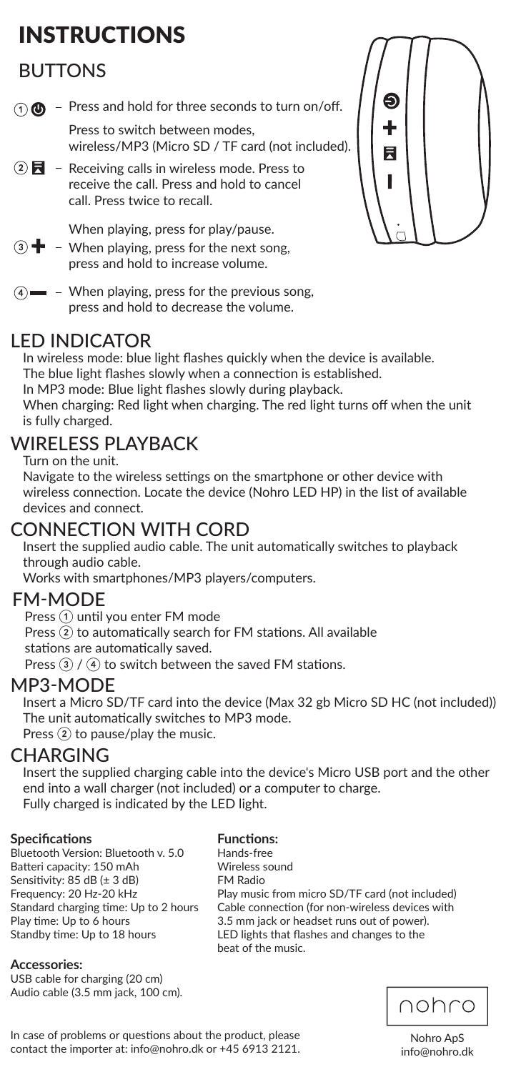# INSTRUCTIONS

## BUTTONS

① ⏻ – Press and hold for three seconds to turn on/off.

Press to switch between modes, wireless/MP3 (Micro SD / TF card (not included).

② ⏯ – Receiving calls in wireless mode. Press to receive the call. Press and hold to cancel call. Press twice to recall.

When playing, press for play/pause.

③ ✚ – When playing, press for the next song, press and hold to increase volume.

④ ▬ – When playing, press for the previous song, press and hold to decrease the volume.

## LED INDICATOR

In wireless mode: blue light flashes quickly when the device is available.
The blue light flashes slowly when a connection is established.
In MP3 mode: Blue light flashes slowly during playback.
When charging: Red light when charging. The red light turns off when the unit is fully charged.

## WIRELESS PLAYBACK

Turn on the unit.
Navigate to the wireless settings on the smartphone or other device with wireless connection. Locate the device (Nohro LED HP) in the list of available devices and connect.

## CONNECTION WITH CORD

Insert the supplied audio cable. The unit automatically switches to playback through audio cable.
Works with smartphones/MP3 players/computers.

## FM-MODE

Press ① until you enter FM mode
Press ② to automatically search for FM stations. All available stations are automatically saved.
Press ③ / ④ to switch between the saved FM stations.

## MP3-MODE

Insert a Micro SD/TF card into the device (Max 32 gb Micro SD HC (not included))
The unit automatically switches to MP3 mode.
Press ② to pause/play the music.

## CHARGING

Insert the supplied charging cable into the device's Micro USB port and the other end into a wall charger (not included) or a computer to charge.
Fully charged is indicated by the LED light.

**Specifications**

Bluetooth Version: Bluetooth v. 5.0
Batteri capacity: 150 mAh
Sensitivity: 85 dB (± 3 dB)
Frequency: 20 Hz-20 kHz
Standard charging time: Up to 2 hours
Play time: Up to 6 hours
Standby time: Up to 18 hours

**Accessories:**

USB cable for charging (20 cm)
Audio cable (3.5 mm jack, 100 cm).

**Functions:**

Hands-free
Wireless sound
FM Radio
Play music from micro SD/TF card (not included)
Cable connection (for non-wireless devices with 3.5 mm jack or headset runs out of power).
LED lights that flashes and changes to the beat of the music.

In case of problems or questions about the product, please contact the importer at: info@nohro.dk or +45 6913 2121.

nohro

Nohro ApS
info@nohro.dk